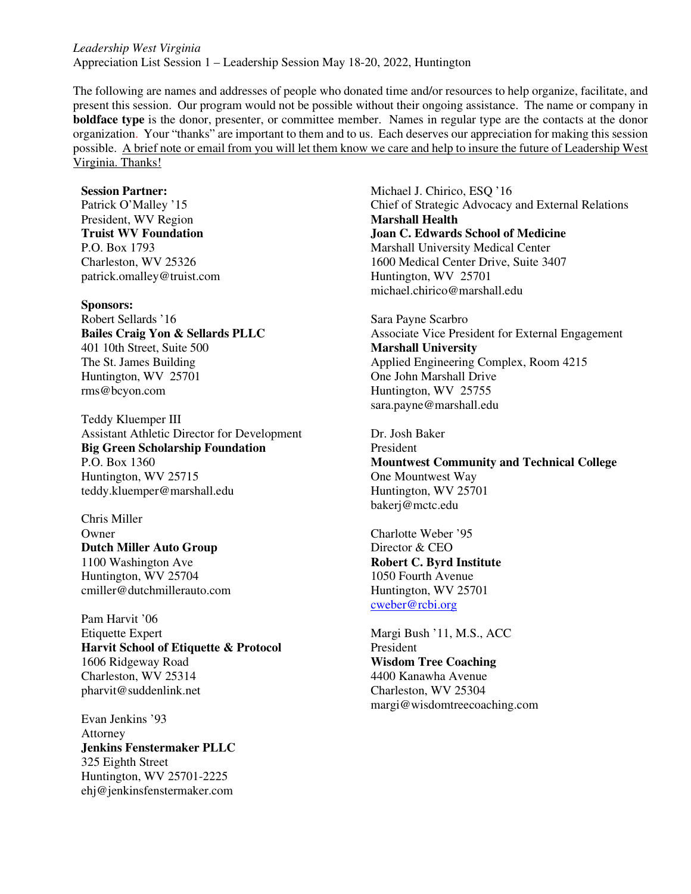*Leadership West Virginia*
Appreciation List Session 1 – Leadership Session May 18-20, 2022, Huntington

The following are names and addresses of people who donated time and/or resources to help organize, facilitate, and present this session. Our program would not be possible without their ongoing assistance. The name or company in **boldface type** is the donor, presenter, or committee member. Names in regular type are the contacts at the donor organization. Your "thanks" are important to them and to us. Each deserves our appreciation for making this session possible. <u>A brief note or email from you will let them know we care and help to insure the future of Leadership West Virginia. Thanks!</u>

**Session Partner:**
Patrick O'Malley '15
President, WV Region
**Truist WV Foundation**
P.O. Box 1793
Charleston, WV 25326
patrick.omalley@truist.com

**Sponsors:**
Robert Sellards '16
**Bailes Craig Yon & Sellards PLLC**
401 10th Street, Suite 500
The St. James Building
Huntington, WV 25701
rms@bcyon.com

Teddy Kluemper III
Assistant Athletic Director for Development
**Big Green Scholarship Foundation**
P.O. Box 1360
Huntington, WV 25715
teddy.kluemper@marshall.edu

Chris Miller
Owner
**Dutch Miller Auto Group**
1100 Washington Ave
Huntington, WV 25704
cmiller@dutchmillerauto.com

Pam Harvit '06
Etiquette Expert
**Harvit School of Etiquette & Protocol**
1606 Ridgeway Road
Charleston, WV 25314
pharvit@suddenlink.net

Evan Jenkins '93
Attorney
**Jenkins Fenstermaker PLLC**
325 Eighth Street
Huntington, WV 25701-2225
ehj@jenkinsfenstermaker.com

Michael J. Chirico, ESQ '16
Chief of Strategic Advocacy and External Relations
**Marshall Health**
**Joan C. Edwards School of Medicine**
Marshall University Medical Center
1600 Medical Center Drive, Suite 3407
Huntington, WV 25701
michael.chirico@marshall.edu

Sara Payne Scarbro
Associate Vice President for External Engagement
**Marshall University**
Applied Engineering Complex, Room 4215
One John Marshall Drive
Huntington, WV 25755
sara.payne@marshall.edu

Dr. Josh Baker
President
**Mountwest Community and Technical College**
One Mountwest Way
Huntington, WV 25701
bakerj@mctc.edu

Charlotte Weber '95
Director & CEO
**Robert C. Byrd Institute**
1050 Fourth Avenue
Huntington, WV 25701
cweber@rcbi.org

Margi Bush '11, M.S., ACC
President
**Wisdom Tree Coaching**
4400 Kanawha Avenue
Charleston, WV 25304
margi@wisdomtreecoaching.com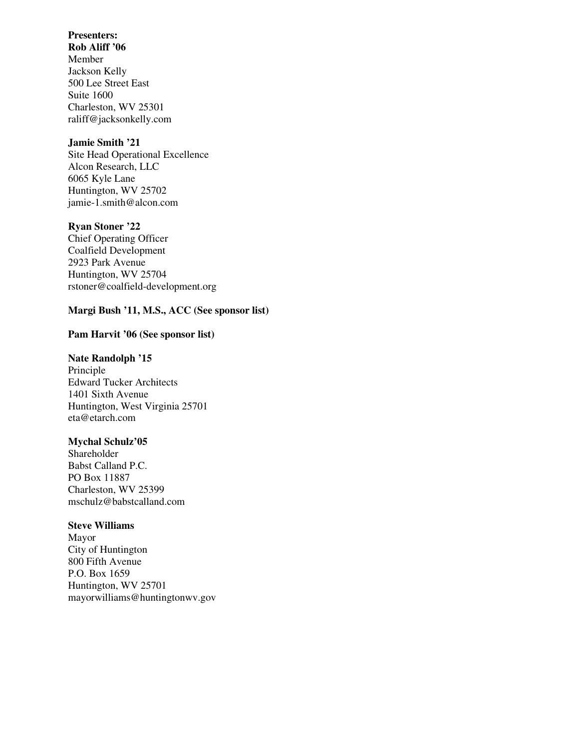**Presenters:**

**Rob Aliff '06**
Member
Jackson Kelly
500 Lee Street East
Suite 1600
Charleston, WV 25301
raliff@jacksonkelly.com

**Jamie Smith '21**
Site Head Operational Excellence
Alcon Research, LLC
6065 Kyle Lane
Huntington, WV 25702
jamie-1.smith@alcon.com

**Ryan Stoner '22**
Chief Operating Officer
Coalfield Development
2923 Park Avenue
Huntington, WV 25704
rstoner@coalfield-development.org

**Margi Bush '11, M.S., ACC (See sponsor list)**

**Pam Harvit '06 (See sponsor list)**

**Nate Randolph '15**
Principle
Edward Tucker Architects
1401 Sixth Avenue
Huntington, West Virginia 25701
eta@etarch.com

**Mychal Schulz'05**
Shareholder
Babst Calland P.C.
PO Box 11887
Charleston, WV 25399
mschulz@babstcalland.com

**Steve Williams**
Mayor
City of Huntington
800 Fifth Avenue
P.O. Box 1659
Huntington, WV 25701
mayorwilliams@huntingtonwv.gov